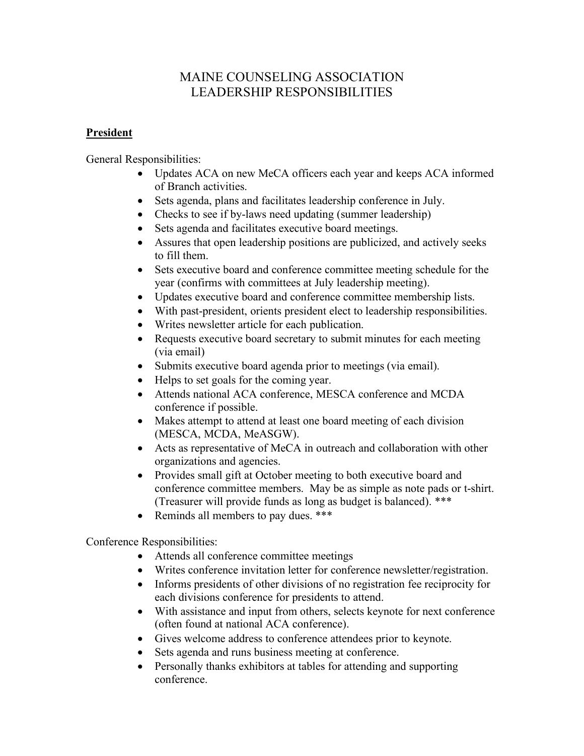# MAINE COUNSELING ASSOCIATION
# LEADERSHIP RESPONSIBILITIES

## President

General Responsibilities:

- Updates ACA on new MeCA officers each year and keeps ACA informed of Branch activities.
- Sets agenda, plans and facilitates leadership conference in July.
- Checks to see if by-laws need updating (summer leadership)
- Sets agenda and facilitates executive board meetings.
- Assures that open leadership positions are publicized, and actively seeks to fill them.
- Sets executive board and conference committee meeting schedule for the year (confirms with committees at July leadership meeting).
- Updates executive board and conference committee membership lists.
- With past-president, orients president elect to leadership responsibilities.
- Writes newsletter article for each publication.
- Requests executive board secretary to submit minutes for each meeting (via email)
- Submits executive board agenda prior to meetings (via email).
- Helps to set goals for the coming year.
- Attends national ACA conference, MESCA conference and MCDA conference if possible.
- Makes attempt to attend at least one board meeting of each division (MESCA, MCDA, MeASGW).
- Acts as representative of MeCA in outreach and collaboration with other organizations and agencies.
- Provides small gift at October meeting to both executive board and conference committee members. May be as simple as note pads or t-shirt. (Treasurer will provide funds as long as budget is balanced). ***
- Reminds all members to pay dues. ***

Conference Responsibilities:

- Attends all conference committee meetings
- Writes conference invitation letter for conference newsletter/registration.
- Informs presidents of other divisions of no registration fee reciprocity for each divisions conference for presidents to attend.
- With assistance and input from others, selects keynote for next conference (often found at national ACA conference).
- Gives welcome address to conference attendees prior to keynote.
- Sets agenda and runs business meeting at conference.
- Personally thanks exhibitors at tables for attending and supporting conference.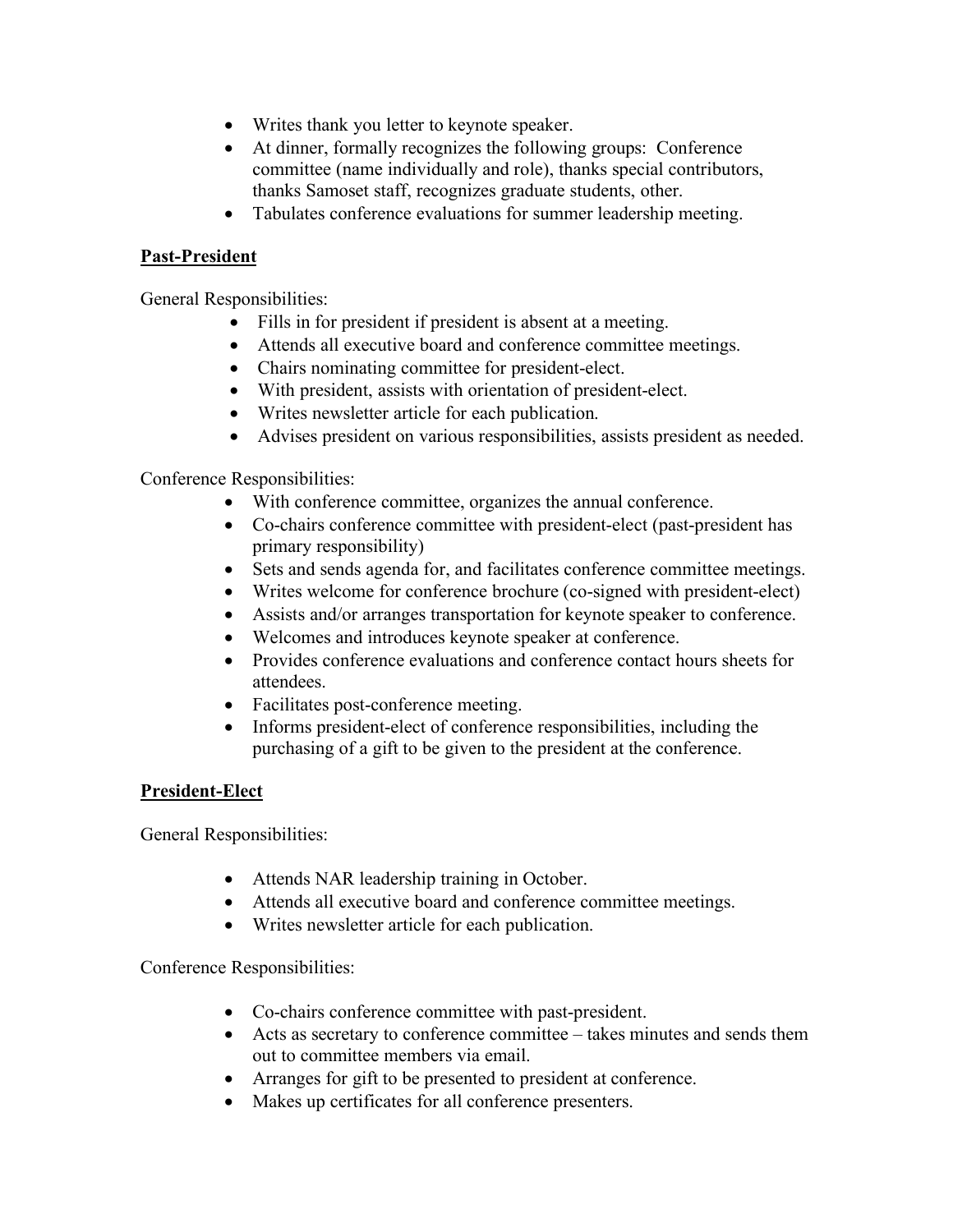- Writes thank you letter to keynote speaker.
- At dinner, formally recognizes the following groups: Conference committee (name individually and role), thanks special contributors, thanks Samoset staff, recognizes graduate students, other.
- Tabulates conference evaluations for summer leadership meeting.

**<u>Past-President</u>**

General Responsibilities:

- Fills in for president if president is absent at a meeting.
- Attends all executive board and conference committee meetings.
- Chairs nominating committee for president-elect.
- With president, assists with orientation of president-elect.
- Writes newsletter article for each publication.
- Advises president on various responsibilities, assists president as needed.

Conference Responsibilities:

- With conference committee, organizes the annual conference.
- Co-chairs conference committee with president-elect (past-president has primary responsibility)
- Sets and sends agenda for, and facilitates conference committee meetings.
- Writes welcome for conference brochure (co-signed with president-elect)
- Assists and/or arranges transportation for keynote speaker to conference.
- Welcomes and introduces keynote speaker at conference.
- Provides conference evaluations and conference contact hours sheets for attendees.
- Facilitates post-conference meeting.
- Informs president-elect of conference responsibilities, including the purchasing of a gift to be given to the president at the conference.

**<u>President-Elect</u>**

General Responsibilities:

- Attends NAR leadership training in October.
- Attends all executive board and conference committee meetings.
- Writes newsletter article for each publication.

Conference Responsibilities:

- Co-chairs conference committee with past-president.
- Acts as secretary to conference committee – takes minutes and sends them out to committee members via email.
- Arranges for gift to be presented to president at conference.
- Makes up certificates for all conference presenters.